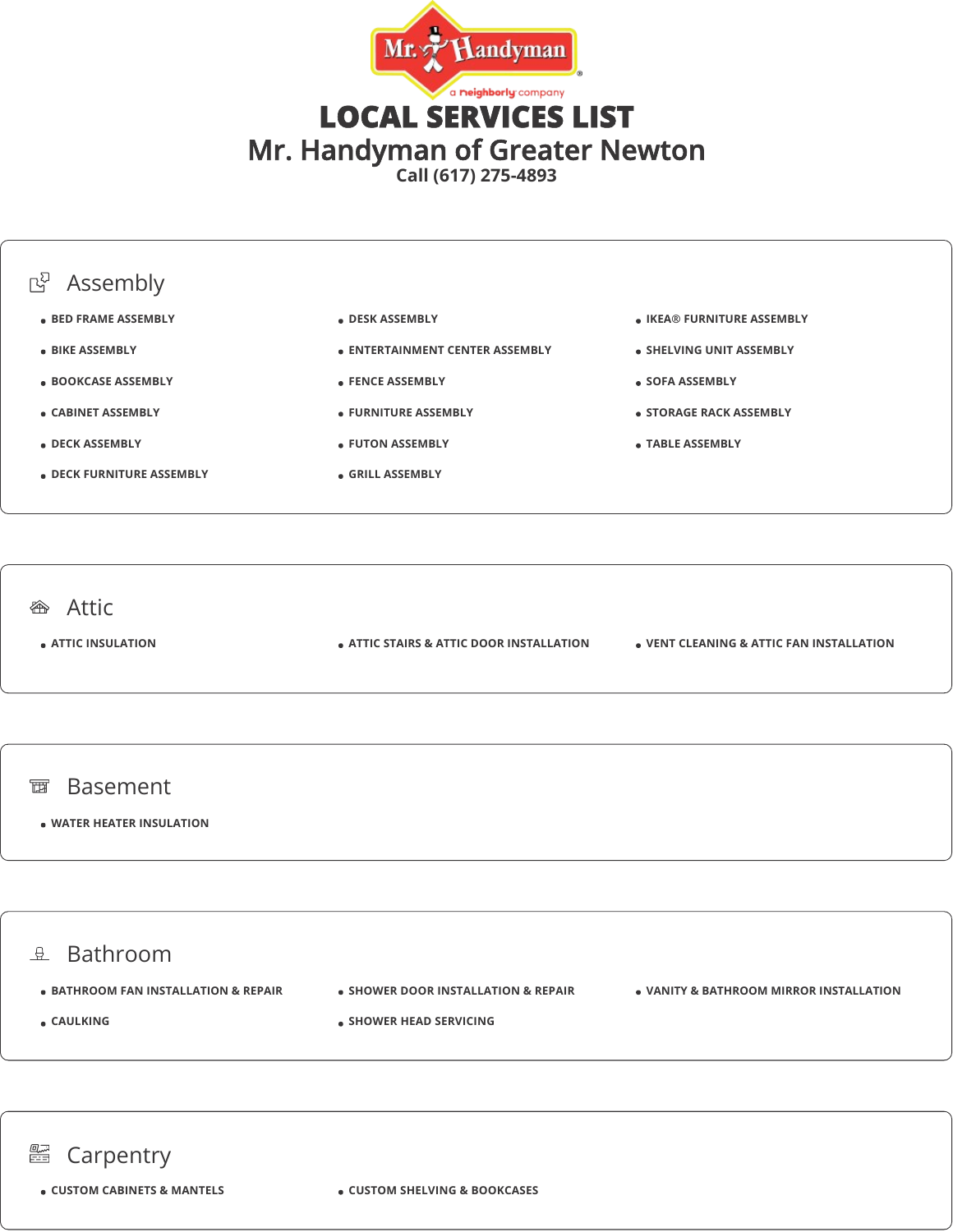# LOCAL SERVICES LIST

## Mr. Handyman of Greater Newton

Call (617) 275-4893

## Assembly

- BED FRAME ASSEMBLY
- BIKE ASSEMBLY
- BOOKCASE ASSEMBLY
- CABINET ASSEMBLY
- DECK ASSEMBLY
- DECK FURNITURE ASSEMBLY
- DESK ASSEMBLY
- ENTERTAINMENT CENTER ASSEMBLY
- FENCE ASSEMBLY
- FURNITURE ASSEMBLY
- FUTON ASSEMBLY
- GRILL ASSEMBLY
- IKEA® FURNITURE ASSEMBLY
- SHELVING UNIT ASSEMBLY
- SOFA ASSEMBLY
- STORAGE RACK ASSEMBLY
- TABLE ASSEMBLY

## Attic

- ATTIC INSULATION
- ATTIC STAIRS & ATTIC DOOR INSTALLATION
- VENT CLEANING & ATTIC FAN INSTALLATION

## Basement

- WATER HEATER INSULATION

## Bathroom

- BATHROOM FAN INSTALLATION & REPAIR
- CAULKING
- SHOWER DOOR INSTALLATION & REPAIR
- SHOWER HEAD SERVICING
- VANITY & BATHROOM MIRROR INSTALLATION

## Carpentry

- CUSTOM CABINETS & MANTELS
- CUSTOM SHELVING & BOOKCASES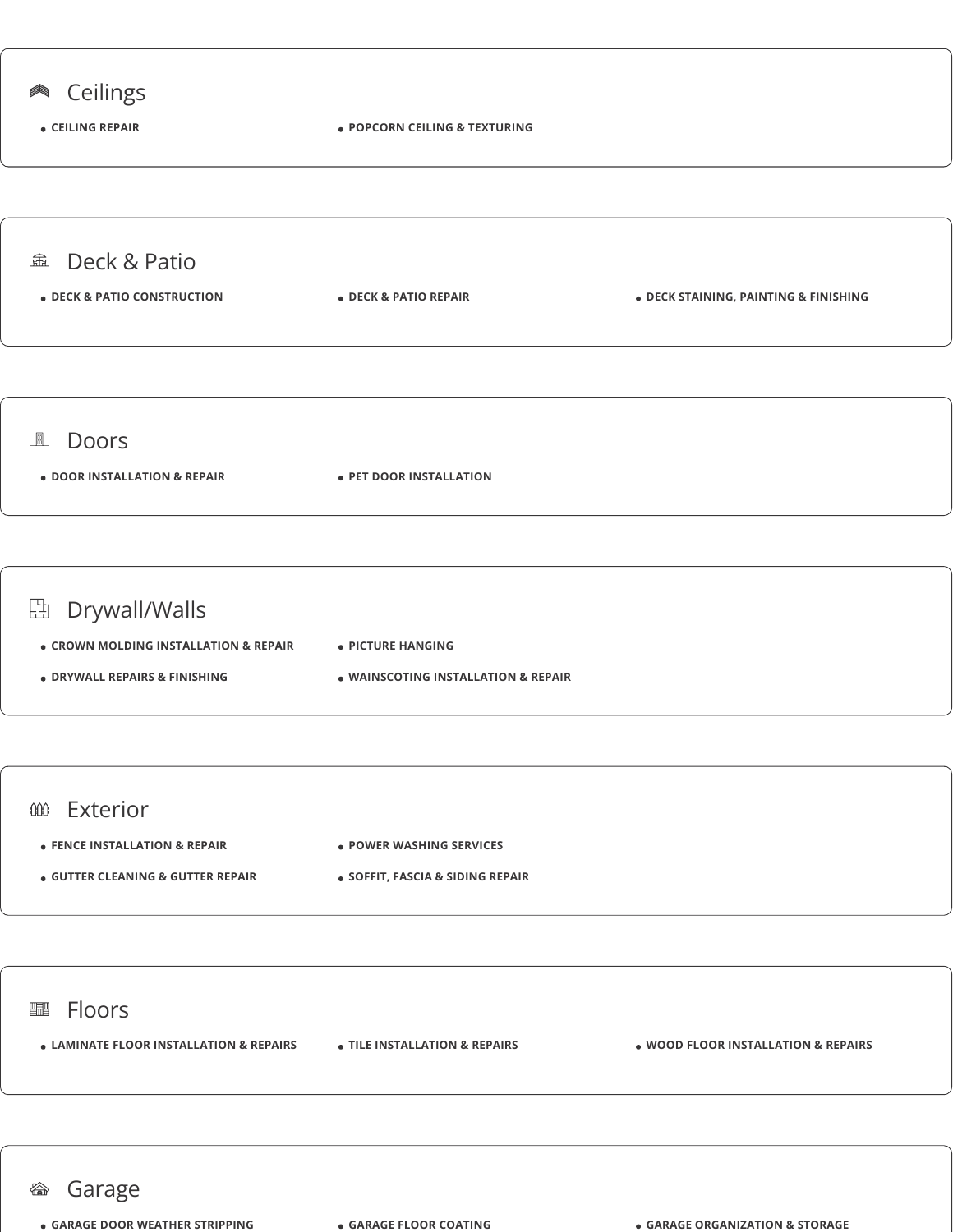## Ceilings

- CEILING REPAIR
- POPCORN CEILING & TEXTURING

## Deck & Patio

- DECK & PATIO CONSTRUCTION
- DECK & PATIO REPAIR
- DECK STAINING, PAINTING & FINISHING

## Doors

- DOOR INSTALLATION & REPAIR
- PET DOOR INSTALLATION

## Drywall/Walls

- CROWN MOLDING INSTALLATION & REPAIR
- PICTURE HANGING
- DRYWALL REPAIRS & FINISHING
- WAINSCOTING INSTALLATION & REPAIR

## Exterior

- FENCE INSTALLATION & REPAIR
- POWER WASHING SERVICES
- GUTTER CLEANING & GUTTER REPAIR
- SOFFIT, FASCIA & SIDING REPAIR

## Floors

- LAMINATE FLOOR INSTALLATION & REPAIRS
- TILE INSTALLATION & REPAIRS
- WOOD FLOOR INSTALLATION & REPAIRS

## Garage

- GARAGE DOOR WEATHER STRIPPING
- GARAGE FLOOR COATING
- GARAGE ORGANIZATION & STORAGE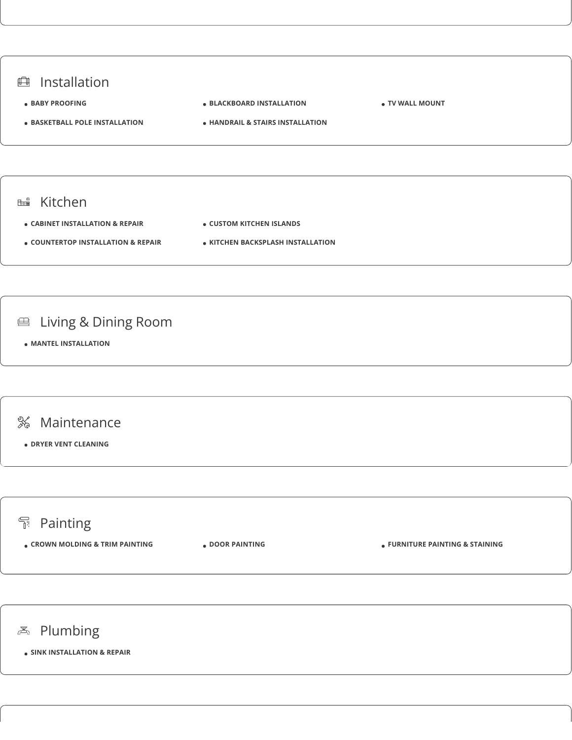## Installation

- BABY PROOFING
- BLACKBOARD INSTALLATION
- TV WALL MOUNT
- BASKETBALL POLE INSTALLATION
- HANDRAIL & STAIRS INSTALLATION

## Kitchen

- CABINET INSTALLATION & REPAIR
- CUSTOM KITCHEN ISLANDS
- COUNTERTOP INSTALLATION & REPAIR
- KITCHEN BACKSPLASH INSTALLATION

## Living & Dining Room

- MANTEL INSTALLATION

## Maintenance

- DRYER VENT CLEANING

## Painting

- CROWN MOLDING & TRIM PAINTING
- DOOR PAINTING
- FURNITURE PAINTING & STAINING

## Plumbing

- SINK INSTALLATION & REPAIR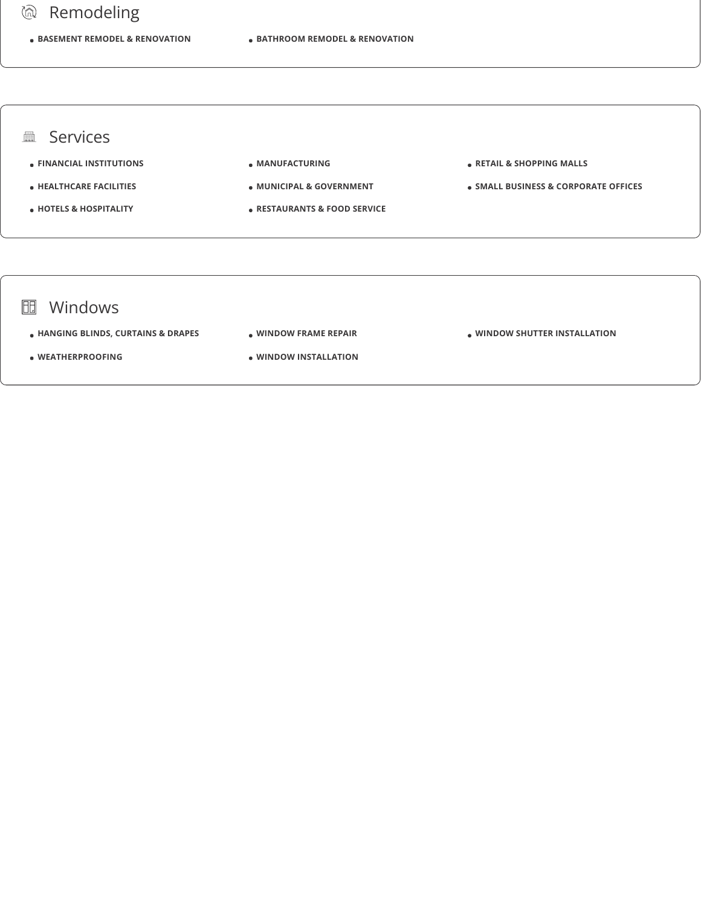## Remodeling

- BASEMENT REMODEL & RENOVATION
- BATHROOM REMODEL & RENOVATION

## Services

- FINANCIAL INSTITUTIONS
- HEALTHCARE FACILITIES
- HOTELS & HOSPITALITY
- MANUFACTURING
- MUNICIPAL & GOVERNMENT
- RESTAURANTS & FOOD SERVICE
- RETAIL & SHOPPING MALLS
- SMALL BUSINESS & CORPORATE OFFICES

## Windows

- HANGING BLINDS, CURTAINS & DRAPES
- WEATHERPROOFING
- WINDOW FRAME REPAIR
- WINDOW INSTALLATION
- WINDOW SHUTTER INSTALLATION